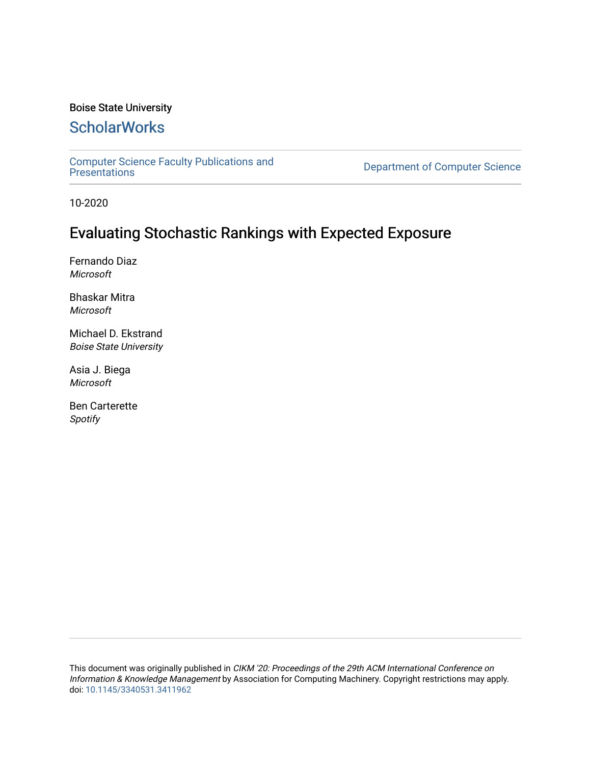Boise State University

## ScholarWorks

Computer Science Faculty Publications and Presentations

Department of Computer Science

10-2020

# Evaluating Stochastic Rankings with Expected Exposure

Fernando Diaz
*Microsoft*

Bhaskar Mitra
*Microsoft*

Michael D. Ekstrand
*Boise State University*

Asia J. Biega
*Microsoft*

Ben Carterette
*Spotify*

This document was originally published in *CIKM '20: Proceedings of the 29th ACM International Conference on Information & Knowledge Management* by Association for Computing Machinery. Copyright restrictions may apply. doi: 10.1145/3340531.3411962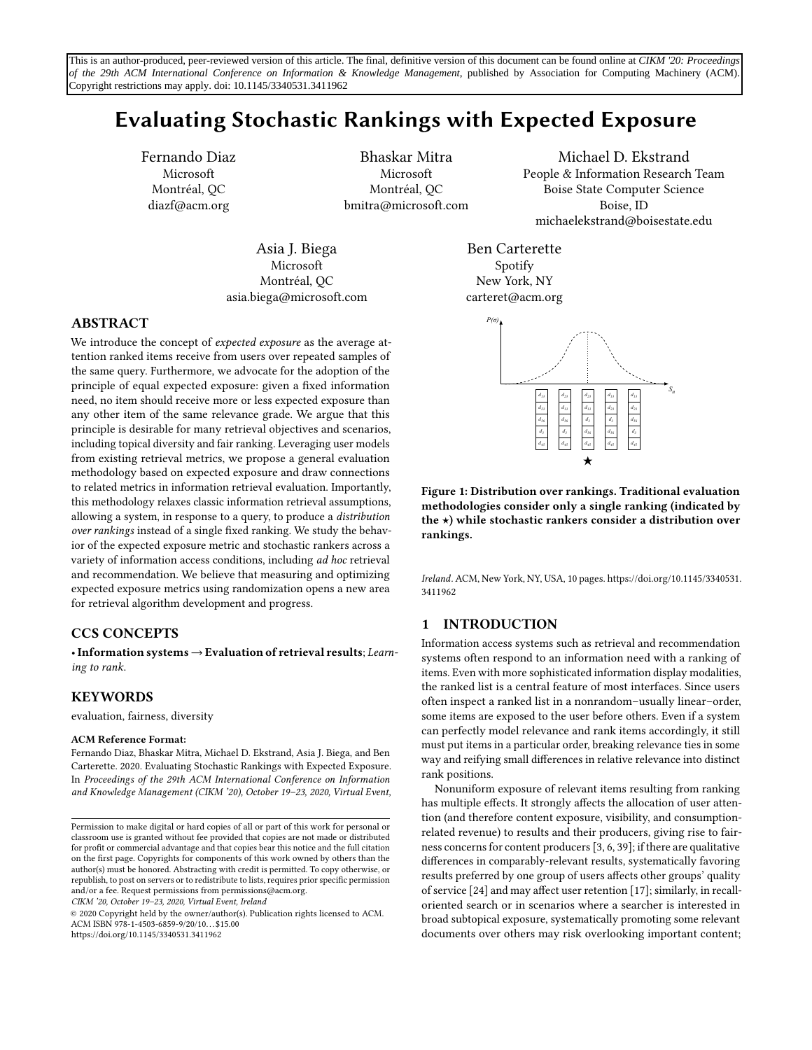This is an author-produced, peer-reviewed version of this article. The final, definitive version of this document can be found online at *CIKM '20: Proceedings of the 29th ACM International Conference on Information & Knowledge Management*, published by Association for Computing Machinery (ACM). Copyright restrictions may apply. doi: 10.1145/3340531.3411962

# Evaluating Stochastic Rankings with Expected Exposure

Fernando Diaz
Microsoft
Montréal, QC
diazf@acm.org

Bhaskar Mitra
Microsoft
Montréal, QC
bmitra@microsoft.com

Michael D. Ekstrand
People & Information Research Team
Boise State Computer Science
Boise, ID
michaelekstrand@boisestate.edu

Asia J. Biega
Microsoft
Montréal, QC
asia.biega@microsoft.com

Ben Carterette
Spotify
New York, NY
carteret@acm.org

## ABSTRACT

We introduce the concept of *expected exposure* as the average attention ranked items receive from users over repeated samples of the same query. Furthermore, we advocate for the adoption of the principle of equal expected exposure: given a fixed information need, no item should receive more or less expected exposure than any other item of the same relevance grade. We argue that this principle is desirable for many retrieval objectives and scenarios, including topical diversity and fair ranking. Leveraging user models from existing retrieval metrics, we propose a general evaluation methodology based on expected exposure and draw connections to related metrics in information retrieval evaluation. Importantly, this methodology relaxes classic information retrieval assumptions, allowing a system, in response to a query, to produce a *distribution over rankings* instead of a single fixed ranking. We study the behavior of the expected exposure metric and stochastic rankers across a variety of information access conditions, including *ad hoc* retrieval and recommendation. We believe that measuring and optimizing expected exposure metrics using randomization opens a new area for retrieval algorithm development and progress.

## CCS CONCEPTS

• **Information systems → Evaluation of retrieval results**; *Learning to rank*.

## KEYWORDS

evaluation, fairness, diversity

**ACM Reference Format:**
Fernando Diaz, Bhaskar Mitra, Michael D. Ekstrand, Asia J. Biega, and Ben Carterette. 2020. Evaluating Stochastic Rankings with Expected Exposure. In *Proceedings of the 29th ACM International Conference on Information and Knowledge Management (CIKM '20), October 19–23, 2020, Virtual Event, Ireland*. ACM, New York, NY, USA, 10 pages. https://doi.org/10.1145/3340531.3411962

Permission to make digital or hard copies of all or part of this work for personal or classroom use is granted without fee provided that copies are not made or distributed for profit or commercial advantage and that copies bear this notice and the full citation on the first page. Copyrights for components of this work owned by others than the author(s) must be honored. Abstracting with credit is permitted. To copy otherwise, or republish, to post on servers or to redistribute to lists, requires prior specific permission and/or a fee. Request permissions from permissions@acm.org.
*CIKM '20, October 19–23, 2020, Virtual Event, Ireland*
© 2020 Copyright held by the owner/author(s). Publication rights licensed to ACM.
ACM ISBN 978-1-4503-6859-9/20/10…$15.00
https://doi.org/10.1145/3340531.3411962

**Figure 1: Distribution over rankings. Traditional evaluation methodologies consider only a single ranking (indicated by the ⋆) while stochastic rankers consider a distribution over rankings.**

## 1 INTRODUCTION

Information access systems such as retrieval and recommendation systems often respond to an information need with a ranking of items. Even with more sophisticated information display modalities, the ranked list is a central feature of most interfaces. Since users often inspect a ranked list in a nonrandom–usually linear–order, some items are exposed to the user before others. Even if a system can perfectly model relevance and rank items accordingly, it still must put items in a particular order, breaking relevance ties in some way and reifying small differences in relative relevance into distinct rank positions.

Nonuniform exposure of relevant items resulting from ranking has multiple effects. It strongly affects the allocation of user attention (and therefore content exposure, visibility, and consumption-related revenue) to results and their producers, giving rise to fairness concerns for content producers [3, 6, 39]; if there are qualitative differences in comparably-relevant results, systematically favoring results preferred by one group of users affects other groups' quality of service [24] and may affect user retention [17]; similarly, in recall-oriented search or in scenarios where a searcher is interested in broad subtopical exposure, systematically promoting some relevant documents over others may risk overlooking important content;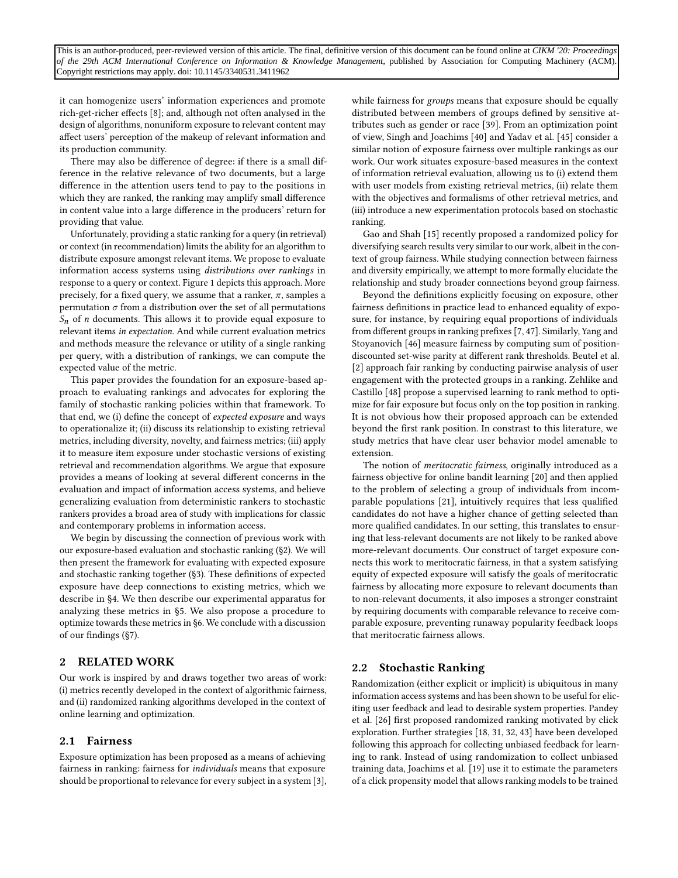it can homogenize users' information experiences and promote rich-get-richer effects [8]; and, although not often analysed in the design of algorithms, nonuniform exposure to relevant content may affect users' perception of the makeup of relevant information and its production community.

There may also be difference of degree: if there is a small difference in the relative relevance of two documents, but a large difference in the attention users tend to pay to the positions in which they are ranked, the ranking may amplify small difference in content value into a large difference in the producers' return for providing that value.

Unfortunately, providing a static ranking for a query (in retrieval) or context (in recommendation) limits the ability for an algorithm to distribute exposure amongst relevant items. We propose to evaluate information access systems using *distributions over rankings* in response to a query or context. Figure 1 depicts this approach. More precisely, for a fixed query, we assume that a ranker, $\pi$, samples a permutation $\sigma$ from a distribution over the set of all permutations $S_n$ of $n$ documents. This allows it to provide equal exposure to relevant items *in expectation*. And while current evaluation metrics and methods measure the relevance or utility of a single ranking per query, with a distribution of rankings, we can compute the expected value of the metric.

This paper provides the foundation for an exposure-based approach to evaluating rankings and advocates for exploring the family of stochastic ranking policies within that framework. To that end, we (i) define the concept of *expected exposure* and ways to operationalize it; (ii) discuss its relationship to existing retrieval metrics, including diversity, novelty, and fairness metrics; (iii) apply it to measure item exposure under stochastic versions of existing retrieval and recommendation algorithms. We argue that exposure provides a means of looking at several different concerns in the evaluation and impact of information access systems, and believe generalizing evaluation from deterministic rankers to stochastic rankers provides a broad area of study with implications for classic and contemporary problems in information access.

We begin by discussing the connection of previous work with our exposure-based evaluation and stochastic ranking (§2). We will then present the framework for evaluating with expected exposure and stochastic ranking together (§3). These definitions of expected exposure have deep connections to existing metrics, which we describe in §4. We then describe our experimental apparatus for analyzing these metrics in §5. We also propose a procedure to optimize towards these metrics in §6. We conclude with a discussion of our findings (§7).

## 2 RELATED WORK

Our work is inspired by and draws together two areas of work: (i) metrics recently developed in the context of algorithmic fairness, and (ii) randomized ranking algorithms developed in the context of online learning and optimization.

### 2.1 Fairness

Exposure optimization has been proposed as a means of achieving fairness in ranking: fairness for *individuals* means that exposure should be proportional to relevance for every subject in a system [3], while fairness for *groups* means that exposure should be equally distributed between members of groups defined by sensitive attributes such as gender or race [39]. From an optimization point of view, Singh and Joachims [40] and Yadav et al. [45] consider a similar notion of exposure fairness over multiple rankings as our work. Our work situates exposure-based measures in the context of information retrieval evaluation, allowing us to (i) extend them with user models from existing retrieval metrics, (ii) relate them with the objectives and formalisms of other retrieval metrics, and (iii) introduce a new experimentation protocols based on stochastic ranking.

Gao and Shah [15] recently proposed a randomized policy for diversifying search results very similar to our work, albeit in the context of group fairness. While studying connection between fairness and diversity empirically, we attempt to more formally elucidate the relationship and study broader connections beyond group fairness.

Beyond the definitions explicitly focusing on exposure, other fairness definitions in practice lead to enhanced equality of exposure, for instance, by requiring equal proportions of individuals from different groups in ranking prefixes [7, 47]. Similarly, Yang and Stoyanovich [46] measure fairness by computing sum of position-discounted set-wise parity at different rank thresholds. Beutel et al. [2] approach fair ranking by conducting pairwise analysis of user engagement with the protected groups in a ranking. Zehlike and Castillo [48] propose a supervised learning to rank method to optimize for fair exposure but focus only on the top position in ranking. It is not obvious how their proposed approach can be extended beyond the first rank position. In constrast to this literature, we study metrics that have clear user behavior model amenable to extension.

The notion of *meritocratic fairness*, originally introduced as a fairness objective for online bandit learning [20] and then applied to the problem of selecting a group of individuals from incomparable populations [21], intuitively requires that less qualified candidates do not have a higher chance of getting selected than more qualified candidates. In our setting, this translates to ensuring that less-relevant documents are not likely to be ranked above more-relevant documents. Our construct of target exposure connects this work to meritocratic fairness, in that a system satisfying equity of expected exposure will satisfy the goals of meritocratic fairness by allocating more exposure to relevant documents than to non-relevant documents, it also imposes a stronger constraint by requiring documents with comparable relevance to receive comparable exposure, preventing runaway popularity feedback loops that meritocratic fairness allows.

### 2.2 Stochastic Ranking

Randomization (either explicit or implicit) is ubiquitous in many information access systems and has been shown to be useful for eliciting user feedback and lead to desirable system properties. Pandey et al. [26] first proposed randomized ranking motivated by click exploration. Further strategies [18, 31, 32, 43] have been developed following this approach for collecting unbiased feedback for learning to rank. Instead of using randomization to collect unbiased training data, Joachims et al. [19] use it to estimate the parameters of a click propensity model that allows ranking models to be trained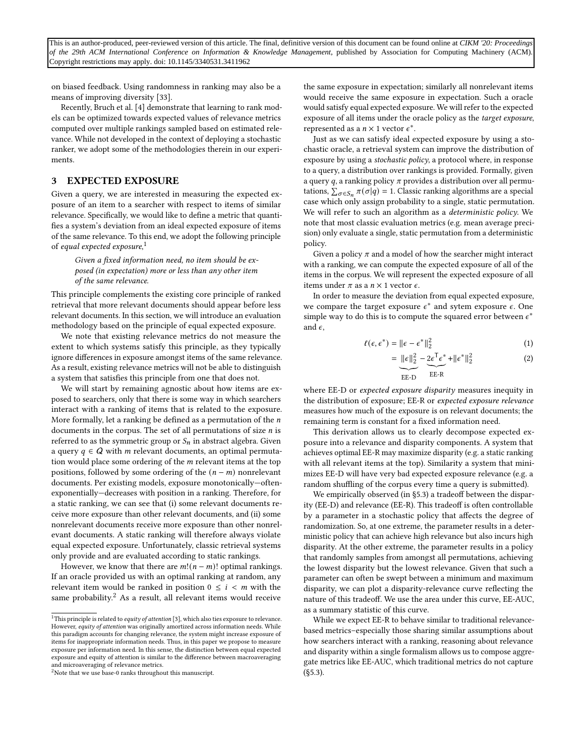on biased feedback. Using randomness in ranking may also be a means of improving diversity [33].

Recently, Bruch et al. [4] demonstrate that learning to rank models can be optimized towards expected values of relevance metrics computed over multiple rankings sampled based on estimated relevance. While not developed in the context of deploying a stochastic ranker, we adopt some of the methodologies therein in our experiments.

## 3 EXPECTED EXPOSURE

Given a query, we are interested in measuring the expected exposure of an item to a searcher with respect to items of similar relevance. Specifically, we would like to define a metric that quantifies a system's deviation from an ideal expected exposure of items of the same relevance. To this end, we adopt the following principle of *equal expected exposure*,[1]

> *Given a fixed information need, no item should be exposed (in expectation) more or less than any other item of the same relevance.*

This principle complements the existing core principle of ranked retrieval that more relevant documents should appear before less relevant documents. In this section, we will introduce an evaluation methodology based on the principle of equal expected exposure.

We note that existing relevance metrics do not measure the extent to which systems satisfy this principle, as they typically ignore differences in exposure amongst items of the same relevance. As a result, existing relevance metrics will not be able to distinguish a system that satisfies this principle from one that does not.

We will start by remaining agnostic about how items are exposed to searchers, only that there is some way in which searchers interact with a ranking of items that is related to the exposure. More formally, let a ranking be defined as a permutation of the $n$ documents in the corpus. The set of all permutations of size $n$ is referred to as the symmetric group or $S_n$ in abstract algebra. Given a query $q \in \mathcal{Q}$ with $m$ relevant documents, an optimal permutation would place some ordering of the $m$ relevant items at the top positions, followed by some ordering of the $(n-m)$ nonrelevant documents. Per existing models, exposure monotonically—often-exponentially—decreases with position in a ranking. Therefore, for a static ranking, we can see that (i) some relevant documents receive more exposure than other relevant documents, and (ii) some nonrelevant documents receive more exposure than other nonrelevant documents. A static ranking will therefore always violate equal expected exposure. Unfortunately, classic retrieval systems only provide and are evaluated according to static rankings.

However, we know that there are $m!(n-m)!$ optimal rankings. If an oracle provided us with an optimal ranking at random, any relevant item would be ranked in position $0 \leq i < m$ with the same probability.[2] As a result, all relevant items would receive the same exposure in expectation; similarly all nonrelevant items would receive the same exposure in expectation. Such a oracle would satisfy equal expected exposure. We will refer to the expected exposure of all items under the oracle policy as the *target exposure*, represented as a $n \times 1$ vector $\epsilon^*$.

Just as we can satisfy ideal expected exposure by using a stochastic oracle, a retrieval system can improve the distribution of exposure by using a *stochastic policy*, a protocol where, in response to a query, a distribution over rankings is provided. Formally, given a query $q$, a ranking policy $\pi$ provides a distribution over all permutations, $\sum_{\sigma \in S_n} \pi(\sigma|q) = 1$. Classic ranking algorithms are a special case which only assign probability to a single, static permutation. We will refer to such an algorithm as a *deterministic policy*. We note that most classic evaluation metrics (e.g. mean average precision) only evaluate a single, static permutation from a deterministic policy.

Given a policy $\pi$ and a model of how the searcher might interact with a ranking, we can compute the expected exposure of all of the items in the corpus. We will represent the expected exposure of all items under $\pi$ as a $n \times 1$ vector $\epsilon$.

In order to measure the deviation from equal expected exposure, we compare the target exposure $\epsilon^*$ and sytem exposure $\epsilon$. One simple way to do this is to compute the squared error between $\epsilon^*$ and $\epsilon$,

$$\ell(\epsilon, \epsilon^*) = \|\epsilon - \epsilon^*\|_2^2 \tag{1}$$

$$= \underbrace{\|\epsilon\|_2^2}_{\text{EE-D}} - \underbrace{2\epsilon^{\mathsf{T}}\epsilon^*}_{\text{EE-R}} + \|\epsilon^*\|_2^2 \tag{2}$$

where EE-D or *expected exposure disparity* measures inequity in the distribution of exposure; EE-R or *expected exposure relevance* measures how much of the exposure is on relevant documents; the remaining term is constant for a fixed information need.

This derivation allows us to clearly decompose expected exposure into a relevance and disparity components. A system that achieves optimal EE-R may maximize disparity (e.g. a static ranking with all relevant items at the top). Similarity a system that minimizes EE-D will have very bad expected exposure relevance (e.g. a random shuffling of the corpus every time a query is submitted).

We empirically observed (in §5.3) a tradeoff between the disparity (EE-D) and relevance (EE-R). This tradeoff is often controllable by a parameter in a stochastic policy that affects the degree of randomization. So, at one extreme, the parameter results in a deterministic policy that can achieve high relevance but also incurs high disparity. At the other extreme, the parameter results in a policy that randomly samples from amongst all permutations, achieving the lowest disparity but the lowest relevance. Given that such a parameter can often be swept between a minimum and maximum disparity, we can plot a disparity-relevance curve reflecting the nature of this tradeoff. We use the area under this curve, EE-AUC, as a summary statistic of this curve.

While we expect EE-R to behave similar to traditional relevance-based metrics–especially those sharing similar assumptions about how searchers interact with a ranking, reasoning about relevance and disparity within a single formalism allows us to compose aggregate metrics like EE-AUC, which traditional metrics do not capture (§5.3).

---

[1] This principle is related to *equity of attention* [3], which also ties exposure to relevance. However, *equity of attention* was originally amortized across information needs. While this paradigm accounts for changing relevance, the system might increase exposure of items for inappropriate information needs. Thus, in this paper we propose to measure exposure per information need. In this sense, the distinction between equal expected exposure and equity of attention is similar to the difference between macroaveraging and microaveraging of relevance metrics.

[2] Note that we use base-0 ranks throughout this manuscript.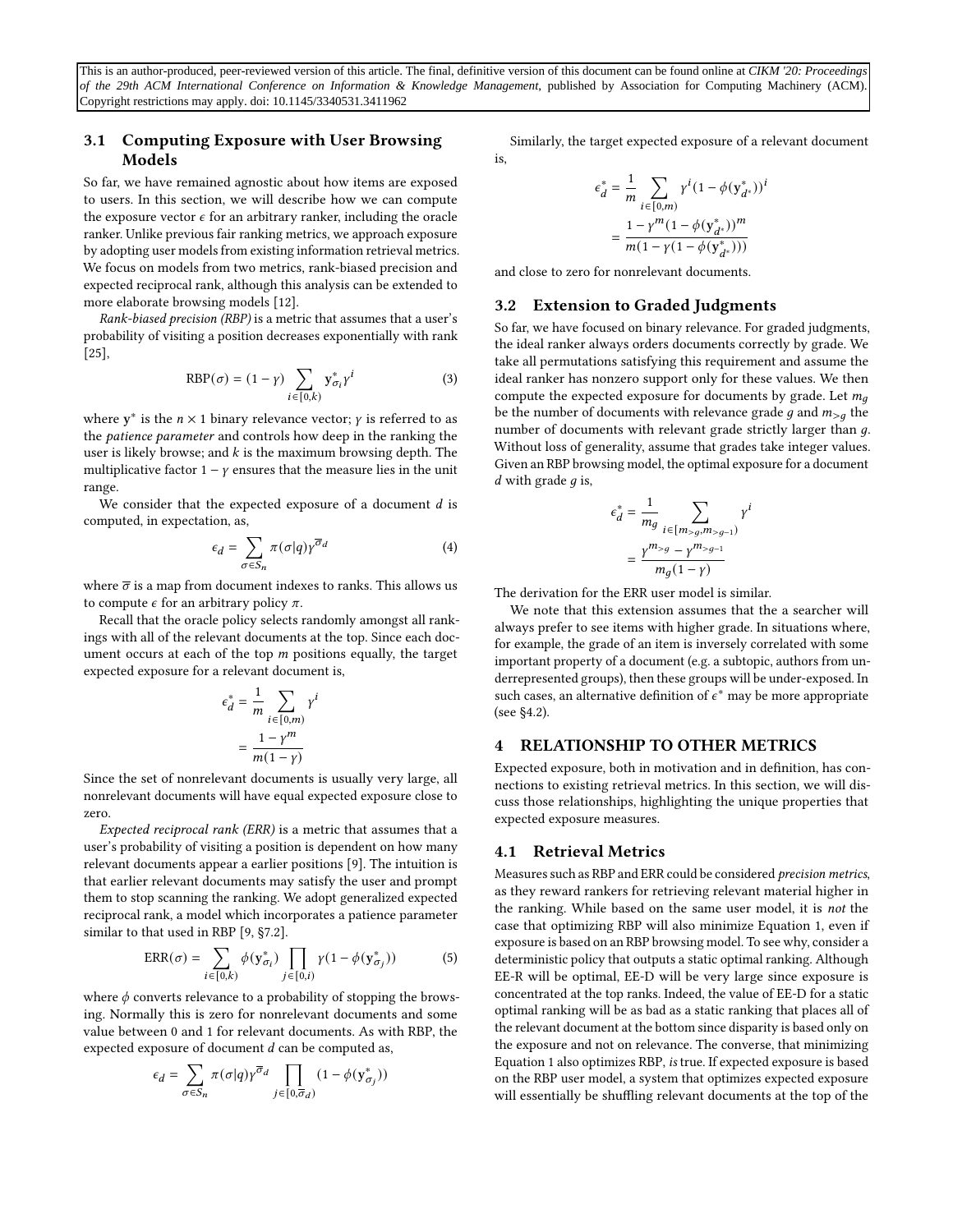This is an author-produced, peer-reviewed version of this article. The final, definitive version of this document can be found online at *CIKM '20: Proceedings of the 29th ACM International Conference on Information & Knowledge Management*, published by Association for Computing Machinery (ACM). Copyright restrictions may apply. doi: 10.1145/3340531.3411962

### 3.1 Computing Exposure with User Browsing Models

So far, we have remained agnostic about how items are exposed to users. In this section, we will describe how we can compute the exposure vector $\epsilon$ for an arbitrary ranker, including the oracle ranker. Unlike previous fair ranking metrics, we approach exposure by adopting user models from existing information retrieval metrics. We focus on models from two metrics, rank-biased precision and expected reciprocal rank, although this analysis can be extended to more elaborate browsing models [12].

*Rank-biased precision (RBP)* is a metric that assumes that a user's probability of visiting a position decreases exponentially with rank [25],

$$\text{RBP}(\sigma) = (1-\gamma) \sum_{i \in [0,k)} \mathbf{y}^*_{\sigma_i} \gamma^i \tag{3}$$

where $\mathbf{y}^*$ is the $n \times 1$ binary relevance vector; $\gamma$ is referred to as the *patience parameter* and controls how deep in the ranking the user is likely browse; and $k$ is the maximum browsing depth. The multiplicative factor $1-\gamma$ ensures that the measure lies in the unit range.

We consider that the expected exposure of a document $d$ is computed, in expectation, as,

$$\epsilon_d = \sum_{\sigma \in S_n} \pi(\sigma|q) \gamma^{\overline{\sigma}_d} \tag{4}$$

where $\overline{\sigma}$ is a map from document indexes to ranks. This allows us to compute $\epsilon$ for an arbitrary policy $\pi$.

Recall that the oracle policy selects randomly amongst all rankings with all of the relevant documents at the top. Since each document occurs at each of the top $m$ positions equally, the target expected exposure for a relevant document is,

$$\begin{aligned}\epsilon^*_d &= \frac{1}{m} \sum_{i \in [0,m)} \gamma^i \\ &= \frac{1-\gamma^m}{m(1-\gamma)}\end{aligned}$$

Since the set of nonrelevant documents is usually very large, all nonrelevant documents will have equal expected exposure close to zero.

*Expected reciprocal rank (ERR)* is a metric that assumes that a user's probability of visiting a position is dependent on how many relevant documents appear a earlier positions [9]. The intuition is that earlier relevant documents may satisfy the user and prompt them to stop scanning the ranking. We adopt generalized expected reciprocal rank, a model which incorporates a patience parameter similar to that used in RBP [9, §7.2].

$$\text{ERR}(\sigma) = \sum_{i \in [0,k)} \phi(\mathbf{y}^*_{\sigma_i}) \prod_{j \in [0,i)} \gamma(1-\phi(\mathbf{y}^*_{\sigma_j})) \tag{5}$$

where $\phi$ converts relevance to a probability of stopping the browsing. Normally this is zero for nonrelevant documents and some value between 0 and 1 for relevant documents. As with RBP, the expected exposure of document $d$ can be computed as,

$$\epsilon_d = \sum_{\sigma \in S_n} \pi(\sigma|q) \gamma^{\overline{\sigma}_d} \prod_{j \in [0,\overline{\sigma}_d)} (1-\phi(\mathbf{y}^*_{\sigma_j}))$$

Similarly, the target expected exposure of a relevant document is,

$$\begin{aligned}\epsilon^*_d &= \frac{1}{m} \sum_{i \in [0,m)} \gamma^i (1-\phi(\mathbf{y}^*_{d^*}))^i \\ &= \frac{1-\gamma^m(1-\phi(\mathbf{y}^*_{d^*}))^m}{m(1-\gamma(1-\phi(\mathbf{y}^*_{d^*})))}\end{aligned}$$

and close to zero for nonrelevant documents.

### 3.2 Extension to Graded Judgments

So far, we have focused on binary relevance. For graded judgments, the ideal ranker always orders documents correctly by grade. We take all permutations satisfying this requirement and assume the ideal ranker has nonzero support only for these values. We then compute the expected exposure for documents by grade. Let $m_g$ be the number of documents with relevance grade $g$ and $m_{>g}$ the number of documents with relevant grade strictly larger than $g$. Without loss of generality, assume that grades take integer values. Given an RBP browsing model, the optimal exposure for a document $d$ with grade $g$ is,

$$\begin{aligned}\epsilon^*_d &= \frac{1}{m_g} \sum_{i \in [m_{>g}, m_{>g-1})} \gamma^i \\ &= \frac{\gamma^{m_{>g}} - \gamma^{m_{>g-1}}}{m_g(1-\gamma)}\end{aligned}$$

The derivation for the ERR user model is similar.

We note that this extension assumes that the a searcher will always prefer to see items with higher grade. In situations where, for example, the grade of an item is inversely correlated with some important property of a document (e.g. a subtopic, authors from underrepresented groups), then these groups will be under-exposed. In such cases, an alternative definition of $\epsilon^*$ may be more appropriate (see §4.2).

## 4 RELATIONSHIP TO OTHER METRICS

Expected exposure, both in motivation and in definition, has connections to existing retrieval metrics. In this section, we will discuss those relationships, highlighting the unique properties that expected exposure measures.

### 4.1 Retrieval Metrics

Measures such as RBP and ERR could be considered *precision metrics*, as they reward rankers for retrieving relevant material higher in the ranking. While based on the same user model, it is *not* the case that optimizing RBP will also minimize Equation 1, even if exposure is based on an RBP browsing model. To see why, consider a deterministic policy that outputs a static optimal ranking. Although EE-R will be optimal, EE-D will be very large since exposure is concentrated at the top ranks. Indeed, the value of EE-D for a static optimal ranking will be as bad as a static ranking that places all of the relevant document at the bottom since disparity is based only on the exposure and not on relevance. The converse, that minimizing Equation 1 also optimizes RBP, *is* true. If expected exposure is based on the RBP user model, a system that optimizes expected exposure will essentially be shuffling relevant documents at the top of the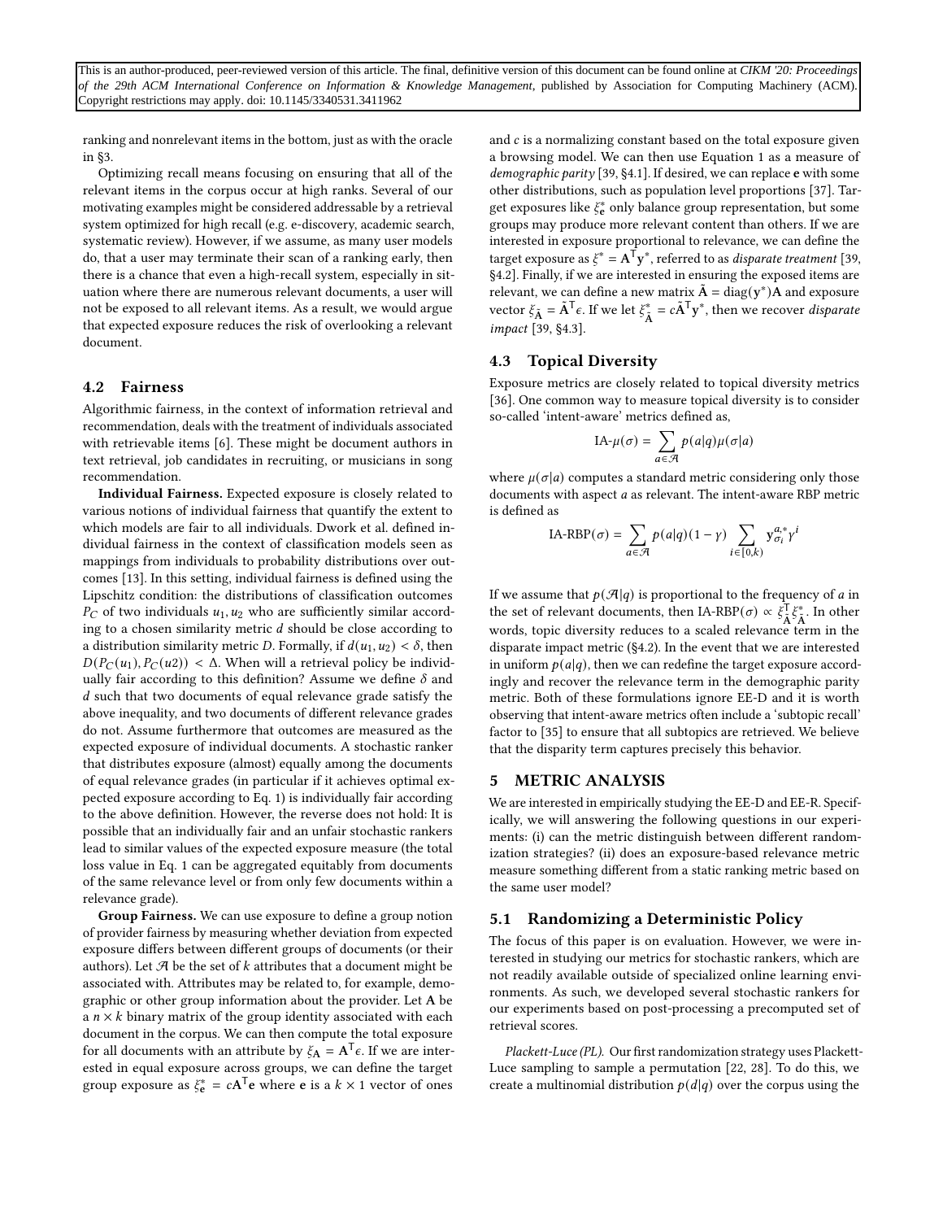ranking and nonrelevant items in the bottom, just as with the oracle in §3.

Optimizing recall means focusing on ensuring that all of the relevant items in the corpus occur at high ranks. Several of our motivating examples might be considered addressable by a retrieval system optimized for high recall (e.g. e-discovery, academic search, systematic review). However, if we assume, as many user models do, that a user may terminate their scan of a ranking early, then there is a chance that even a high-recall system, especially in situation where there are numerous relevant documents, a user will not be exposed to all relevant items. As a result, we would argue that expected exposure reduces the risk of overlooking a relevant document.

### 4.2 Fairness

Algorithmic fairness, in the context of information retrieval and recommendation, deals with the treatment of individuals associated with retrievable items [6]. These might be document authors in text retrieval, job candidates in recruiting, or musicians in song recommendation.

**Individual Fairness.** Expected exposure is closely related to various notions of individual fairness that quantify the extent to which models are fair to all individuals. Dwork et al. defined individual fairness in the context of classification models seen as mappings from individuals to probability distributions over outcomes [13]. In this setting, individual fairness is defined using the Lipschitz condition: the distributions of classification outcomes $P_C$ of two individuals $u_1, u_2$ who are sufficiently similar according to a chosen similarity metric $d$ should be close according to a distribution similarity metric $D$. Formally, if $d(u_1, u_2) < \delta$, then $D(P_C(u_1), P_C(u2)) < \Delta$. When will a retrieval policy be individually fair according to this definition? Assume we define $\delta$ and $d$ such that two documents of equal relevance grade satisfy the above inequality, and two documents of different relevance grades do not. Assume furthermore that outcomes are measured as the expected exposure of individual documents. A stochastic ranker that distributes exposure (almost) equally among the documents of equal relevance grades (in particular if it achieves optimal expected exposure according to Eq. 1) is individually fair according to the above definition. However, the reverse does not hold: It is possible that an individually fair and an unfair stochastic rankers lead to similar values of the expected exposure measure (the total loss value in Eq. 1 can be aggregated equitably from documents of the same relevance level or from only few documents within a relevance grade).

**Group Fairness.** We can use exposure to define a group notion of provider fairness by measuring whether deviation from expected exposure differs between different groups of documents (or their authors). Let $\mathcal{A}$ be the set of $k$ attributes that a document might be associated with. Attributes may be related to, for example, demographic or other group information about the provider. Let $\mathbf{A}$ be a $n \times k$ binary matrix of the group identity associated with each document in the corpus. We can then compute the total exposure for all documents with an attribute by $\xi_{\mathbf{A}} = \mathbf{A}^{\mathsf{T}}\epsilon$. If we are interested in equal exposure across groups, we can define the target group exposure as $\xi^*_{\mathbf{e}} = c\mathbf{A}^{\mathsf{T}}\mathbf{e}$ where $\mathbf{e}$ is a $k \times 1$ vector of ones and $c$ is a normalizing constant based on the total exposure given a browsing model. We can then use Equation 1 as a measure of *demographic parity* [39, §4.1]. If desired, we can replace $\mathbf{e}$ with some other distributions, such as population level proportions [37]. Target exposures like $\xi^*_{\mathbf{e}}$ only balance group representation, but some groups may produce more relevant content than others. If we are interested in exposure proportional to relevance, we can define the target exposure as $\xi^* = \mathbf{A}^{\mathsf{T}}\mathbf{y}^*$, referred to as *disparate treatment* [39, §4.2]. Finally, if we are interested in ensuring the exposed items are relevant, we can define a new matrix $\tilde{\mathbf{A}} = \text{diag}(\mathbf{y}^*)\mathbf{A}$ and exposure vector $\xi_{\tilde{\mathbf{A}}} = \tilde{\mathbf{A}}^{\mathsf{T}}\epsilon$. If we let $\xi^*_{\tilde{\mathbf{A}}} = c\tilde{\mathbf{A}}^{\mathsf{T}}\mathbf{y}^*$, then we recover *disparate impact* [39, §4.3].

### 4.3 Topical Diversity

Exposure metrics are closely related to topical diversity metrics [36]. One common way to measure topical diversity is to consider so-called 'intent-aware' metrics defined as,

$$\text{IA-}\mu(\sigma) = \sum_{a \in \mathcal{A}} p(a|q)\mu(\sigma|a)$$

where $\mu(\sigma|a)$ computes a standard metric considering only those documents with aspect $a$ as relevant. The intent-aware RBP metric is defined as

$$\text{IA-RBP}(\sigma) = \sum_{a \in \mathcal{A}} p(a|q)(1-\gamma) \sum_{i \in [0,k)} \mathbf{y}^{a,*}_{\sigma_i}\gamma^i$$

If we assume that $p(\mathcal{A}|q)$ is proportional to the frequency of $a$ in the set of relevant documents, then IA-RBP$(\sigma) \propto \xi^{\mathsf{T}}_{\tilde{\mathbf{A}}}\xi^*_{\tilde{\mathbf{A}}}$. In other words, topic diversity reduces to a scaled relevance term in the disparate impact metric (§4.2). In the event that we are interested in uniform $p(a|q)$, then we can redefine the target exposure accordingly and recover the relevance term in the demographic parity metric. Both of these formulations ignore EE-D and it is worth observing that intent-aware metrics often include a 'subtopic recall' factor to [35] to ensure that all subtopics are retrieved. We believe that the disparity term captures precisely this behavior.

## 5 METRIC ANALYSIS

We are interested in empirically studying the EE-D and EE-R. Specifically, we will answering the following questions in our experiments: (i) can the metric distinguish between different randomization strategies? (ii) does an exposure-based relevance metric measure something different from a static ranking metric based on the same user model?

### 5.1 Randomizing a Deterministic Policy

The focus of this paper is on evaluation. However, we were interested in studying our metrics for stochastic rankers, which are not readily available outside of specialized online learning environments. As such, we developed several stochastic rankers for our experiments based on post-processing a precomputed set of retrieval scores.

*Plackett-Luce (PL).* Our first randomization strategy uses Plackett-Luce sampling to sample a permutation [22, 28]. To do this, we create a multinomial distribution $p(d|q)$ over the corpus using the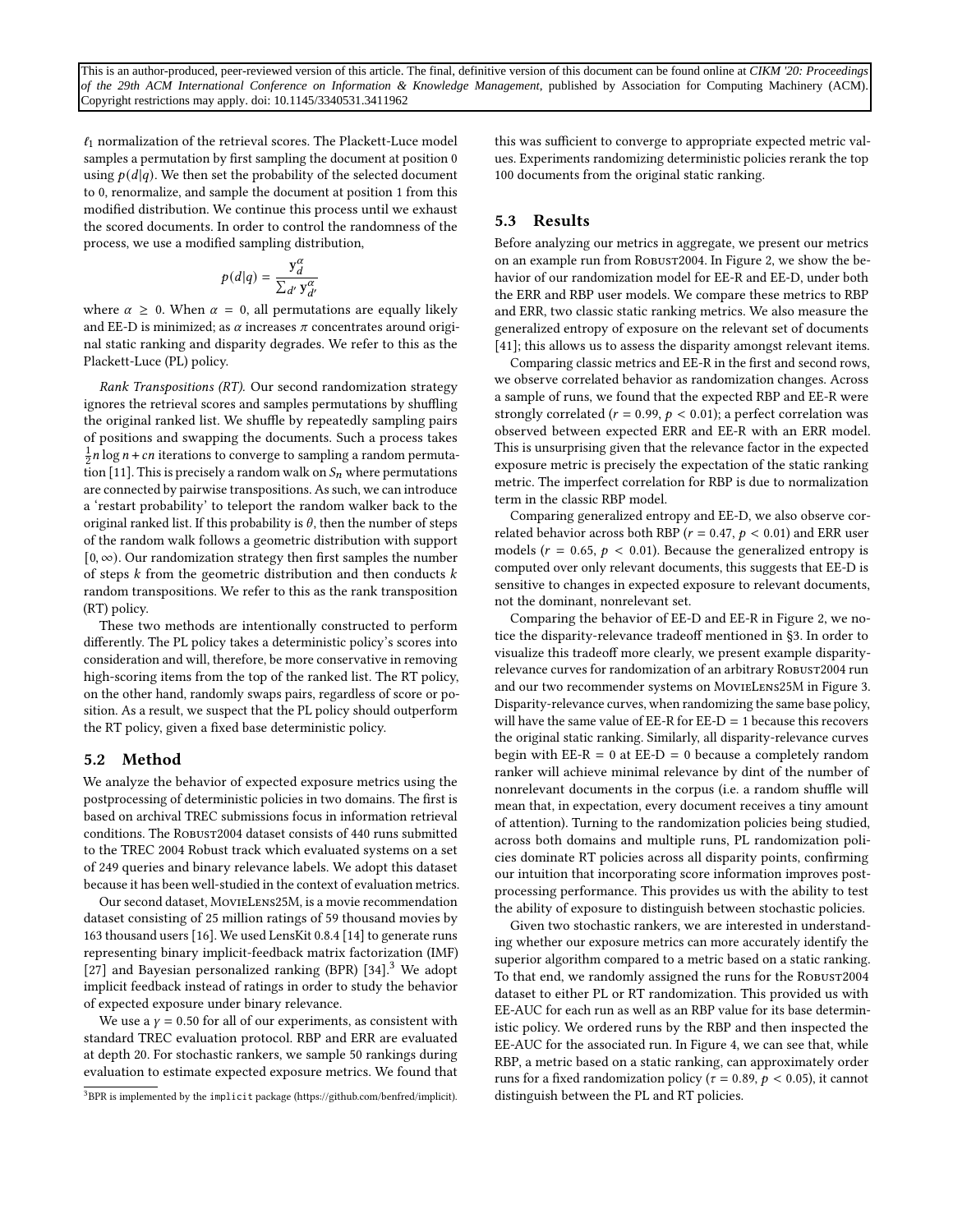This is an author-produced, peer-reviewed version of this article. The final, definitive version of this document can be found online at *CIKM '20: Proceedings of the 29th ACM International Conference on Information & Knowledge Management*, published by Association for Computing Machinery (ACM). Copyright restrictions may apply. doi: 10.1145/3340531.3411962

$\ell_1$ normalization of the retrieval scores. The Plackett-Luce model samples a permutation by first sampling the document at position 0 using $p(d|q)$. We then set the probability of the selected document to 0, renormalize, and sample the document at position 1 from this modified distribution. We continue this process until we exhaust the scored documents. In order to control the randomness of the process, we use a modified sampling distribution,

$$p(d|q) = \frac{\mathrm{y}_d^{\alpha}}{\sum_{d'} \mathrm{y}_{d'}^{\alpha}}$$

where $\alpha \geq 0$. When $\alpha = 0$, all permutations are equally likely and EE-D is minimized; as $\alpha$ increases $\pi$ concentrates around original static ranking and disparity degrades. We refer to this as the Plackett-Luce (PL) policy.

*Rank Transpositions (RT).* Our second randomization strategy ignores the retrieval scores and samples permutations by shuffling the original ranked list. We shuffle by repeatedly sampling pairs of positions and swapping the documents. Such a process takes $\frac{1}{2}n \log n + cn$ iterations to converge to sampling a random permutation [11]. This is precisely a random walk on $S_n$ where permutations are connected by pairwise transpositions. As such, we can introduce a 'restart probability' to teleport the random walker back to the original ranked list. If this probability is $\theta$, then the number of steps of the random walk follows a geometric distribution with support $[0, \infty)$. Our randomization strategy then first samples the number of steps $k$ from the geometric distribution and then conducts $k$ random transpositions. We refer to this as the rank transposition (RT) policy.

These two methods are intentionally constructed to perform differently. The PL policy takes a deterministic policy's scores into consideration and will, therefore, be more conservative in removing high-scoring items from the top of the ranked list. The RT policy, on the other hand, randomly swaps pairs, regardless of score or position. As a result, we suspect that the PL policy should outperform the RT policy, given a fixed base deterministic policy.

## 5.2 Method

We analyze the behavior of expected exposure metrics using the postprocessing of deterministic policies in two domains. The first is based on archival TREC submissions focus in information retrieval conditions. The Robust2004 dataset consists of 440 runs submitted to the TREC 2004 Robust track which evaluated systems on a set of 249 queries and binary relevance labels. We adopt this dataset because it has been well-studied in the context of evaluation metrics.

Our second dataset, MovieLens25M, is a movie recommendation dataset consisting of 25 million ratings of 59 thousand movies by 163 thousand users [16]. We used LensKit 0.8.4 [14] to generate runs representing binary implicit-feedback matrix factorization (IMF) [27] and Bayesian personalized ranking (BPR) [34].[3] We adopt implicit feedback instead of ratings in order to study the behavior of expected exposure under binary relevance.

We use a $\gamma = 0.50$ for all of our experiments, as consistent with standard TREC evaluation protocol. RBP and ERR are evaluated at depth 20. For stochastic rankers, we sample 50 rankings during evaluation to estimate expected exposure metrics. We found that this was sufficient to converge to appropriate expected metric values. Experiments randomizing deterministic policies rerank the top 100 documents from the original static ranking.

[3] BPR is implemented by the `implicit` package (https://github.com/benfred/implicit).

## 5.3 Results

Before analyzing our metrics in aggregate, we present our metrics on an example run from Robust2004. In Figure 2, we show the behavior of our randomization model for EE-R and EE-D, under both the ERR and RBP user models. We compare these metrics to RBP and ERR, two classic static ranking metrics. We also measure the generalized entropy of exposure on the relevant set of documents [41]; this allows us to assess the disparity amongst relevant items.

Comparing classic metrics and EE-R in the first and second rows, we observe correlated behavior as randomization changes. Across a sample of runs, we found that the expected RBP and EE-R were strongly correlated ($r = 0.99$, $p < 0.01$); a perfect correlation was observed between expected ERR and EE-R with an ERR model. This is unsurprising given that the relevance factor in the expected exposure metric is precisely the expectation of the static ranking metric. The imperfect correlation for RBP is due to normalization term in the classic RBP model.

Comparing generalized entropy and EE-D, we also observe correlated behavior across both RBP ($r = 0.47$, $p < 0.01$) and ERR user models ($r = 0.65$, $p < 0.01$). Because the generalized entropy is computed over only relevant documents, this suggests that EE-D is sensitive to changes in expected exposure to relevant documents, not the dominant, nonrelevant set.

Comparing the behavior of EE-D and EE-R in Figure 2, we notice the disparity-relevance tradeoff mentioned in §3. In order to visualize this tradeoff more clearly, we present example disparity-relevance curves for randomization of an arbitrary Robust2004 run and our two recommender systems on MovieLens25M in Figure 3. Disparity-relevance curves, when randomizing the same base policy, will have the same value of EE-R for EE-D = 1 because this recovers the original static ranking. Similarly, all disparity-relevance curves begin with EE-R = 0 at EE-D = 0 because a completely random ranker will achieve minimal relevance by dint of the number of nonrelevant documents in the corpus (i.e. a random shuffle will mean that, in expectation, every document receives a tiny amount of attention). Turning to the randomization policies being studied, across both domains and multiple runs, PL randomization policies dominate RT policies across all disparity points, confirming our intuition that incorporating score information improves postprocessing performance. This provides us with the ability to test the ability of exposure to distinguish between stochastic policies.

Given two stochastic rankers, we are interested in understanding whether our exposure metrics can more accurately identify the superior algorithm compared to a metric based on a static ranking. To that end, we randomly assigned the runs for the Robust2004 dataset to either PL or RT randomization. This provided us with EE-AUC for each run as well as an RBP value for its base deterministic policy. We ordered runs by the RBP and then inspected the EE-AUC for the associated run. In Figure 4, we can see that, while RBP, a metric based on a static ranking, can approximately order runs for a fixed randomization policy ($\tau = 0.89$, $p < 0.05$), it cannot distinguish between the PL and RT policies.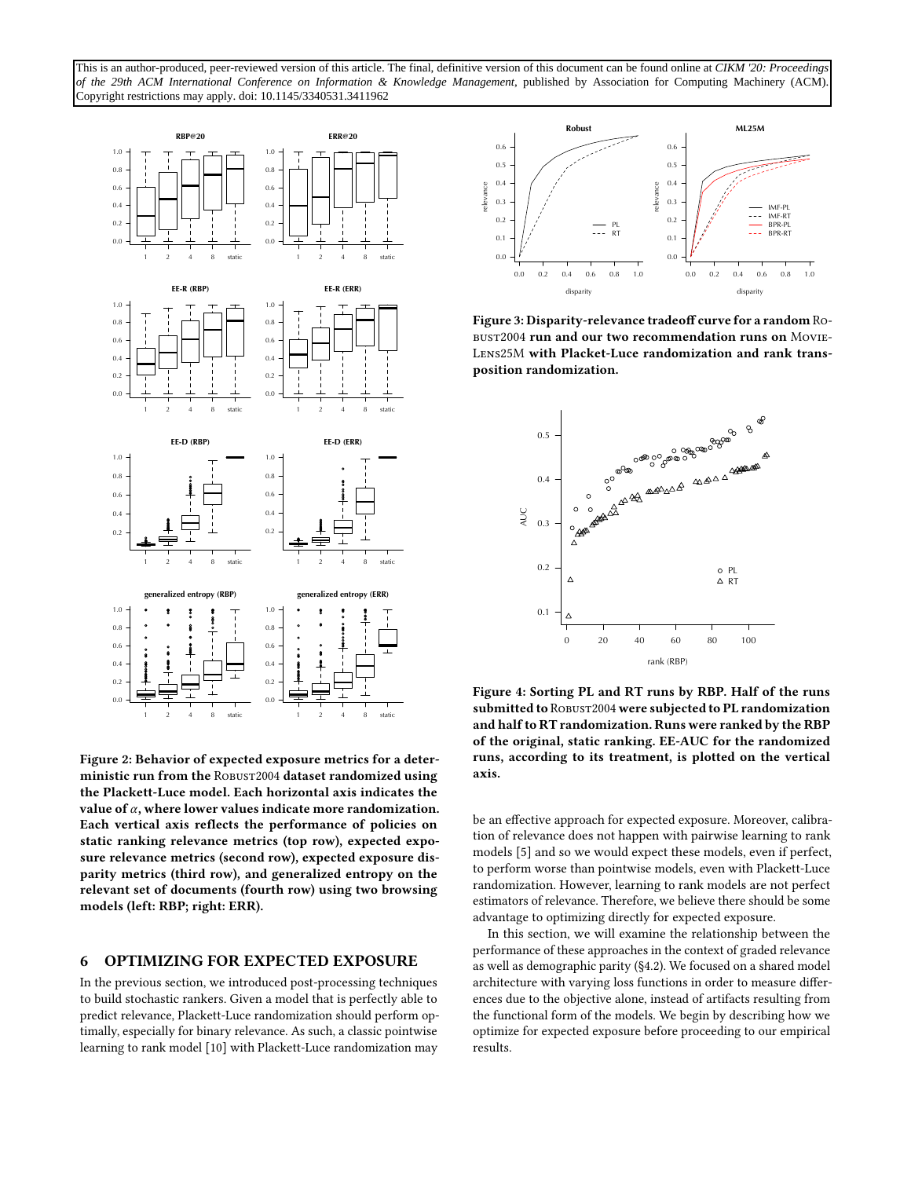This is an author-produced, peer-reviewed version of this article. The final, definitive version of this document can be found online at *CIKM '20: Proceedings of the 29th ACM International Conference on Information & Knowledge Management*, published by Association for Computing Machinery (ACM). Copyright restrictions may apply. doi: 10.1145/3340531.3411962

**Figure 2: Behavior of expected exposure metrics for a deterministic run from the ROBUST2004 dataset randomized using the Plackett-Luce model. Each horizontal axis indicates the value of $\alpha$, where lower values indicate more randomization. Each vertical axis reflects the performance of policies on static ranking relevance metrics (top row), expected exposure relevance metrics (second row), expected exposure disparity metrics (third row), and generalized entropy on the relevant set of documents (fourth row) using two browsing models (left: RBP; right: ERR).**

**Figure 3: Disparity-relevance tradeoff curve for a random ROBUST2004 run and our two recommendation runs on MOVIELENS25M with Placket-Luce randomization and rank transposition randomization.**

**Figure 4: Sorting PL and RT runs by RBP. Half of the runs submitted to ROBUST2004 were subjected to PL randomization and half to RT randomization. Runs were ranked by the RBP of the original, static ranking. EE-AUC for the randomized runs, according to its treatment, is plotted on the vertical axis.**

## 6 OPTIMIZING FOR EXPECTED EXPOSURE

In the previous section, we introduced post-processing techniques to build stochastic rankers. Given a model that is perfectly able to predict relevance, Plackett-Luce randomization should perform optimally, especially for binary relevance. As such, a classic pointwise learning to rank model [10] with Plackett-Luce randomization may be an effective approach for expected exposure. Moreover, calibration of relevance does not happen with pairwise learning to rank models [5] and so we would expect these models, even if perfect, to perform worse than pointwise models, even with Plackett-Luce randomization. However, learning to rank models are not perfect estimators of relevance. Therefore, we believe there should be some advantage to optimizing directly for expected exposure.

In this section, we will examine the relationship between the performance of these approaches in the context of graded relevance as well as demographic parity (§4.2). We focused on a shared model architecture with varying loss functions in order to measure differences due to the objective alone, instead of artifacts resulting from the functional form of the models. We begin by describing how we optimize for expected exposure before proceeding to our empirical results.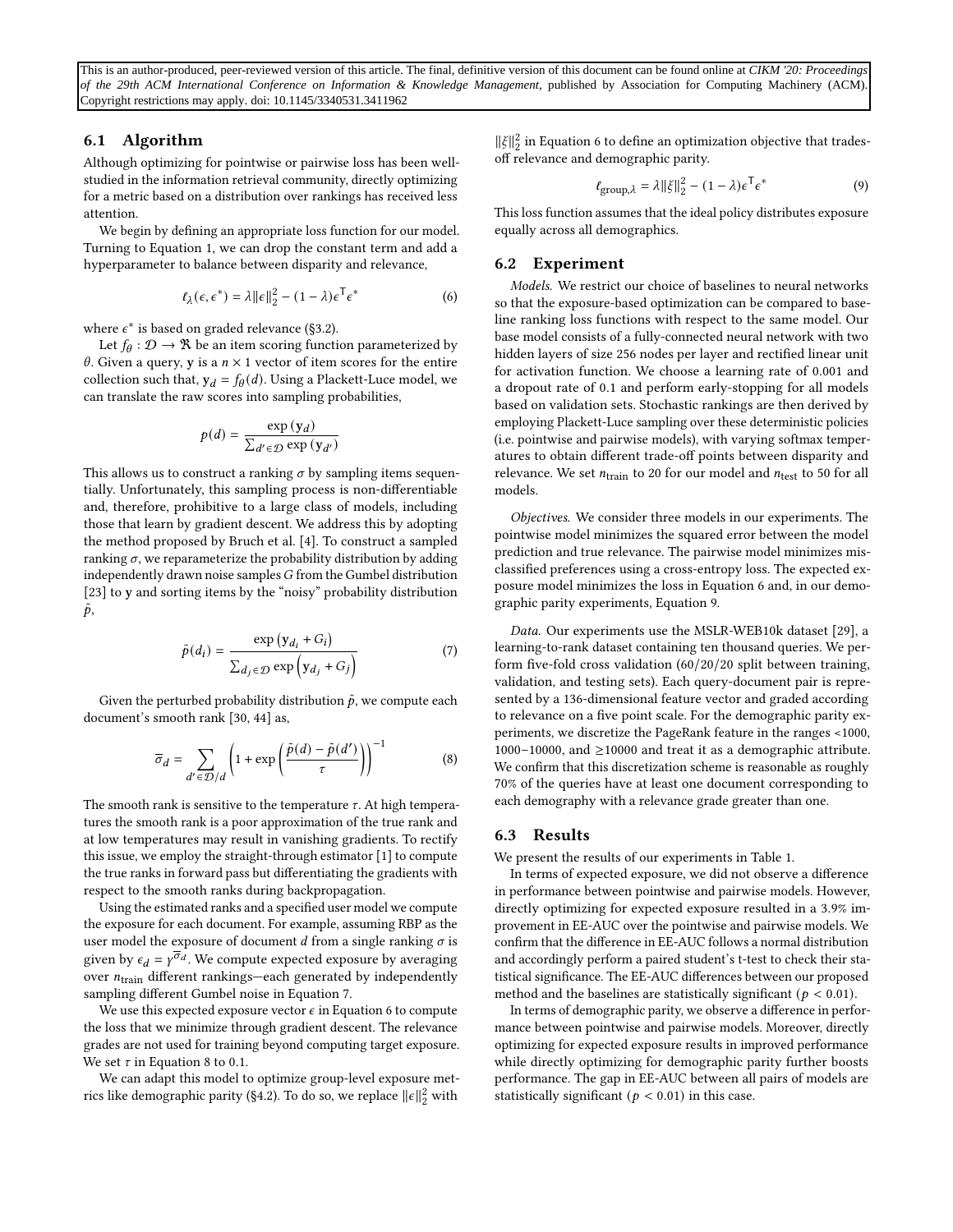This is an author-produced, peer-reviewed version of this article. The final, definitive version of this document can be found online at *CIKM '20: Proceedings of the 29th ACM International Conference on Information & Knowledge Management*, published by Association for Computing Machinery (ACM). Copyright restrictions may apply. doi: 10.1145/3340531.3411962

### 6.1 Algorithm

Although optimizing for pointwise or pairwise loss has been well-studied in the information retrieval community, directly optimizing for a metric based on a distribution over rankings has received less attention.

We begin by defining an appropriate loss function for our model. Turning to Equation 1, we can drop the constant term and add a hyperparameter to balance between disparity and relevance,

$$\ell_\lambda(\epsilon, \epsilon^*) = \lambda \|\epsilon\|_2^2 - (1-\lambda)\epsilon^\mathsf{T}\epsilon^* \tag{6}$$

where $\epsilon^*$ is based on graded relevance (§3.2).

Let $f_\theta : \mathcal{D} \to \Re$ be an item scoring function parameterized by $\theta$. Given a query, $\mathbf{y}$ is a $n \times 1$ vector of item scores for the entire collection such that, $\mathbf{y}_d = f_\theta(d)$. Using a Plackett-Luce model, we can translate the raw scores into sampling probabilities,

$$p(d) = \frac{\exp(\mathbf{y}_d)}{\sum_{d' \in \mathcal{D}} \exp(\mathbf{y}_{d'})}$$

This allows us to construct a ranking $\sigma$ by sampling items sequentially. Unfortunately, this sampling process is non-differentiable and, therefore, prohibitive to a large class of models, including those that learn by gradient descent. We address this by adopting the method proposed by Bruch et al. [4]. To construct a sampled ranking $\sigma$, we reparameterize the probability distribution by adding independently drawn noise samples $G$ from the Gumbel distribution [23] to $\mathbf{y}$ and sorting items by the "noisy" probability distribution $\tilde{p}$,

$$\tilde{p}(d_i) = \frac{\exp\left(\mathbf{y}_{d_i} + G_i\right)}{\sum_{d_j \in \mathcal{D}} \exp\left(\mathbf{y}_{d_j} + G_j\right)} \tag{7}$$

Given the perturbed probability distribution $\tilde{p}$, we compute each document's smooth rank [30, 44] as,

$$\overline{\sigma}_d = \sum_{d' \in \mathcal{D}/d} \left(1 + \exp\left(\frac{\tilde{p}(d) - \tilde{p}(d')}{\tau}\right)\right)^{-1} \tag{8}$$

The smooth rank is sensitive to the temperature $\tau$. At high temperatures the smooth rank is a poor approximation of the true rank and at low temperatures may result in vanishing gradients. To rectify this issue, we employ the straight-through estimator [1] to compute the true ranks in forward pass but differentiating the gradients with respect to the smooth ranks during backpropagation.

Using the estimated ranks and a specified user model we compute the exposure for each document. For example, assuming RBP as the user model the exposure of document $d$ from a single ranking $\sigma$ is given by $\epsilon_d = \gamma^{\overline{\sigma}_d}$. We compute expected exposure by averaging over $n_{\text{train}}$ different rankings—each generated by independently sampling different Gumbel noise in Equation 7.

We use this expected exposure vector $\epsilon$ in Equation 6 to compute the loss that we minimize through gradient descent. The relevance grades are not used for training beyond computing target exposure. We set $\tau$ in Equation 8 to 0.1.

We can adapt this model to optimize group-level exposure metrics like demographic parity (§4.2). To do so, we replace $\|\epsilon\|_2^2$ with $\|\xi\|_2^2$ in Equation 6 to define an optimization objective that trades-off relevance and demographic parity.

$$\ell_{\text{group},\lambda} = \lambda \|\xi\|_2^2 - (1-\lambda)\epsilon^\mathsf{T}\epsilon^* \tag{9}$$

This loss function assumes that the ideal policy distributes exposure equally across all demographics.

### 6.2 Experiment

*Models.* We restrict our choice of baselines to neural networks so that the exposure-based optimization can be compared to baseline ranking loss functions with respect to the same model. Our base model consists of a fully-connected neural network with two hidden layers of size 256 nodes per layer and rectified linear unit for activation function. We choose a learning rate of 0.001 and a dropout rate of 0.1 and perform early-stopping for all models based on validation sets. Stochastic rankings are then derived by employing Plackett-Luce sampling over these deterministic policies (i.e. pointwise and pairwise models), with varying softmax temperatures to obtain different trade-off points between disparity and relevance. We set $n_{\text{train}}$ to 20 for our model and $n_{\text{test}}$ to 50 for all models.

*Objectives.* We consider three models in our experiments. The pointwise model minimizes the squared error between the model prediction and true relevance. The pairwise model minimizes misclassified preferences using a cross-entropy loss. The expected exposure model minimizes the loss in Equation 6 and, in our demographic parity experiments, Equation 9.

*Data.* Our experiments use the MSLR-WEB10k dataset [29], a learning-to-rank dataset containing ten thousand queries. We perform five-fold cross validation (60/20/20 split between training, validation, and testing sets). Each query-document pair is represented by a 136-dimensional feature vector and graded according to relevance on a five point scale. For the demographic parity experiments, we discretize the PageRank feature in the ranges <1000, 1000–10000, and ≥10000 and treat it as a demographic attribute. We confirm that this discretization scheme is reasonable as roughly 70% of the queries have at least one document corresponding to each demography with a relevance grade greater than one.

### 6.3 Results

We present the results of our experiments in Table 1.

In terms of expected exposure, we did not observe a difference in performance between pointwise and pairwise models. However, directly optimizing for expected exposure resulted in a 3.9% improvement in EE-AUC over the pointwise and pairwise models. We confirm that the difference in EE-AUC follows a normal distribution and accordingly perform a paired student's t-test to check their statistical significance. The EE-AUC differences between our proposed method and the baselines are statistically significant ($p < 0.01$).

In terms of demographic parity, we observe a difference in performance between pointwise and pairwise models. Moreover, directly optimizing for expected exposure results in improved performance while directly optimizing for demographic parity further boosts performance. The gap in EE-AUC between all pairs of models are statistically significant ($p < 0.01$) in this case.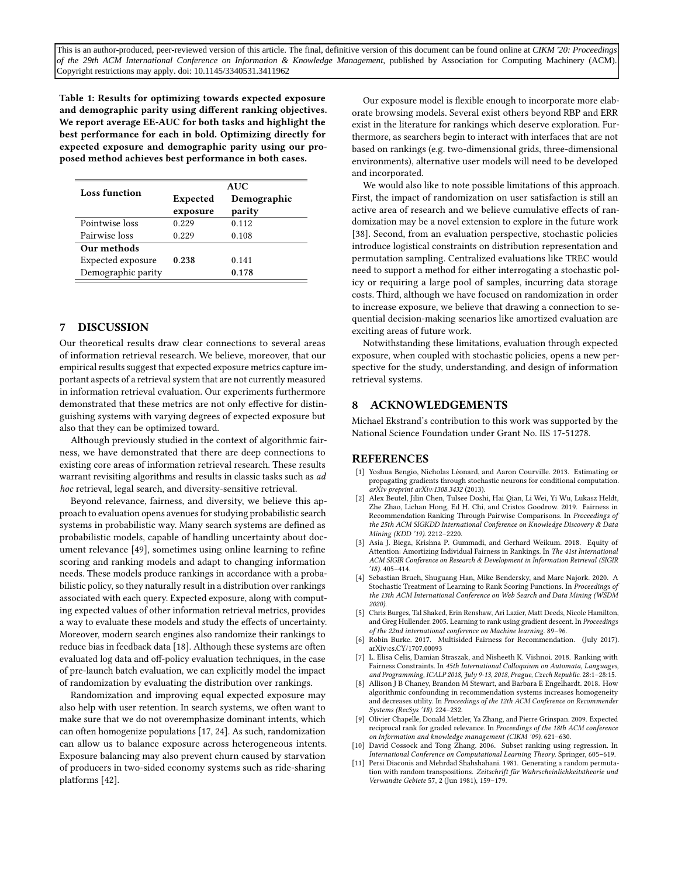This is an author-produced, peer-reviewed version of this article. The final, definitive version of this document can be found online at *CIKM '20: Proceedings of the 29th ACM International Conference on Information & Knowledge Management*, published by Association for Computing Machinery (ACM). Copyright restrictions may apply. doi: 10.1145/3340531.3411962

**Table 1: Results for optimizing towards expected exposure and demographic parity using different ranking objectives. We report average EE-AUC for both tasks and highlight the best performance for each in bold. Optimizing directly for expected exposure and demographic parity using our proposed method achieves best performance in both cases.**

| Loss function | AUC | |
|---|---|---|
| | Expected exposure | Demographic parity |
| Pointwise loss | 0.229 | 0.112 |
| Pairwise loss | 0.229 | 0.108 |
| **Our methods** | | |
| Expected exposure | **0.238** | 0.141 |
| Demographic parity | | **0.178** |

## 7 DISCUSSION

Our theoretical results draw clear connections to several areas of information retrieval research. We believe, moreover, that our empirical results suggest that expected exposure metrics capture important aspects of a retrieval system that are not currently measured in information retrieval evaluation. Our experiments furthermore demonstrated that these metrics are not only effective for distinguishing systems with varying degrees of expected exposure but also that they can be optimized toward.

Although previously studied in the context of algorithmic fairness, we have demonstrated that there are deep connections to existing core areas of information retrieval research. These results warrant revisiting algorithms and results in classic tasks such as *ad hoc* retrieval, legal search, and diversity-sensitive retrieval.

Beyond relevance, fairness, and diversity, we believe this approach to evaluation opens avenues for studying probabilistic search systems in probabilistic way. Many search systems are defined as probabilistic models, capable of handling uncertainty about document relevance [49], sometimes using online learning to refine scoring and ranking models and adapt to changing information needs. These models produce rankings in accordance with a probabilistic policy, so they naturally result in a distribution over rankings associated with each query. Expected exposure, along with computing expected values of other information retrieval metrics, provides a way to evaluate these models and study the effects of uncertainty. Moreover, modern search engines also randomize their rankings to reduce bias in feedback data [18]. Although these systems are often evaluated log data and off-policy evaluation techniques, in the case of pre-launch batch evaluation, we can explicitly model the impact of randomization by evaluating the distribution over rankings.

Randomization and improving equal expected exposure may also help with user retention. In search systems, we often want to make sure that we do not overemphasize dominant intents, which can often homogenize populations [17, 24]. As such, randomization can allow us to balance exposure across heterogeneous intents. Exposure balancing may also prevent churn caused by starvation of producers in two-sided economy systems such as ride-sharing platforms [42].

Our exposure model is flexible enough to incorporate more elaborate browsing models. Several exist others beyond RBP and ERR exist in the literature for rankings which deserve exploration. Furthermore, as searchers begin to interact with interfaces that are not based on rankings (e.g. two-dimensional grids, three-dimensional environments), alternative user models will need to be developed and incorporated.

We would also like to note possible limitations of this approach. First, the impact of randomization on user satisfaction is still an active area of research and we believe cumulative effects of randomization may be a novel extension to explore in the future work [38]. Second, from an evaluation perspective, stochastic policies introduce logistical constraints on distribution representation and permutation sampling. Centralized evaluations like TREC would need to support a method for either interrogating a stochastic policy or requiring a large pool of samples, incurring data storage costs. Third, although we have focused on randomization in order to increase exposure, we believe that drawing a connection to sequential decision-making scenarios like amortized evaluation are exciting areas of future work.

Notwithstanding these limitations, evaluation through expected exposure, when coupled with stochastic policies, opens a new perspective for the study, understanding, and design of information retrieval systems.

## 8 ACKNOWLEDGEMENTS

Michael Ekstrand's contribution to this work was supported by the National Science Foundation under Grant No. IIS 17-51278.

## REFERENCES

[1] Yoshua Bengio, Nicholas Léonard, and Aaron Courville. 2013. Estimating or propagating gradients through stochastic neurons for conditional computation. *arXiv preprint arXiv:1308.3432* (2013).

[2] Alex Beutel, Jilin Chen, Tulsee Doshi, Hai Qian, Li Wei, Yi Wu, Lukasz Heldt, Zhe Zhao, Lichan Hong, Ed H. Chi, and Cristos Goodrow. 2019. Fairness in Recommendation Ranking Through Pairwise Comparisons. In *Proceedings of the 25th ACM SIGKDD International Conference on Knowledge Discovery & Data Mining (KDD '19)*. 2212–2220.

[3] Asia J. Biega, Krishna P. Gummadi, and Gerhard Weikum. 2018. Equity of Attention: Amortizing Individual Fairness in Rankings. In *The 41st International ACM SIGIR Conference on Research & Development in Information Retrieval (SIGIR '18)*. 405–414.

[4] Sebastian Bruch, Shuguang Han, Mike Bendersky, and Marc Najork. 2020. A Stochastic Treatment of Learning to Rank Scoring Functions. In *Proceedings of the 13th ACM International Conference on Web Search and Data Mining (WSDM 2020)*.

[5] Chris Burges, Tal Shaked, Erin Renshaw, Ari Lazier, Matt Deeds, Nicole Hamilton, and Greg Hullender. 2005. Learning to rank using gradient descent. In *Proceedings of the 22nd international conference on Machine learning*. 89–96.

[6] Robin Burke. 2017. Multisided Fairness for Recommendation. (July 2017). arXiv:cs.CY/1707.00093

[7] L. Elisa Celis, Damian Straszak, and Nisheeth K. Vishnoi. 2018. Ranking with Fairness Constraints. In *45th International Colloquium on Automata, Languages, and Programming, ICALP 2018, July 9-13, 2018, Prague, Czech Republic*. 28:1–28:15.

[8] Allison J B Chaney, Brandon M Stewart, and Barbara E Engelhardt. 2018. How algorithmic confounding in recommendation systems increases homogeneity and decreases utility. In *Proceedings of the 12th ACM Conference on Recommender Systems (RecSys '18)*. 224–232.

[9] Olivier Chapelle, Donald Metzler, Ya Zhang, and Pierre Grinspan. 2009. Expected reciprocal rank for graded relevance. In *Proceedings of the 18th ACM conference on Information and knowledge management (CIKM '09)*. 621–630.

[10] David Cossock and Tong Zhang. 2006. Subset ranking using regression. In *International Conference on Computational Learning Theory*. Springer, 605–619.

[11] Persi Diaconis and Mehrdad Shahshahani. 1981. Generating a random permutation with random transpositions. *Zeitschrift für Wahrscheinlichkeitstheorie und Verwandte Gebiete* 57, 2 (Jun 1981), 159–179.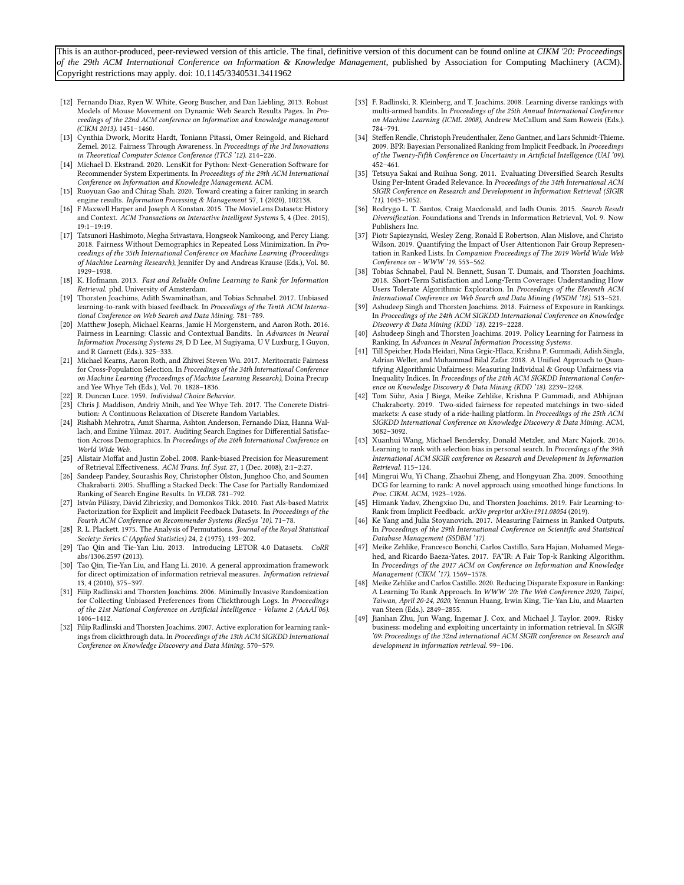This is an author-produced, peer-reviewed version of this article. The final, definitive version of this document can be found online at *CIKM '20: Proceedings of the 29th ACM International Conference on Information & Knowledge Management*, published by Association for Computing Machinery (ACM). Copyright restrictions may apply. doi: 10.1145/3340531.3411962

[12] Fernando Diaz, Ryen W. White, Georg Buscher, and Dan Liebling. 2013. Robust Models of Mouse Movement on Dynamic Web Search Results Pages. In *Proceedings of the 22nd ACM conference on Information and knowledge management (CIKM 2013)*. 1451–1460.

[13] Cynthia Dwork, Moritz Hardt, Toniann Pitassi, Omer Reingold, and Richard Zemel. 2012. Fairness Through Awareness. In *Proceedings of the 3rd Innovations in Theoretical Computer Science Conference (ITCS '12)*. 214–226.

[14] Michael D. Ekstrand. 2020. LensKit for Python: Next-Generation Software for Recommender System Experiments. In *Proceedings of the 29th ACM International Conference on Information and Knowledge Management*. ACM.

[15] Ruoyuan Gao and Chirag Shah. 2020. Toward creating a fairer ranking in search engine results. *Information Processing & Management* 57, 1 (2020), 102138.

[16] F Maxwell Harper and Joseph A Konstan. 2015. The MovieLens Datasets: History and Context. *ACM Transactions on Interactive Intelligent Systems* 5, 4 (Dec. 2015), 19:1–19:19.

[17] Tatsunori Hashimoto, Megha Srivastava, Hongseok Namkoong, and Percy Liang. 2018. Fairness Without Demographics in Repeated Loss Minimization. In *Proceedings of the 35th International Conference on Machine Learning (Proceedings of Machine Learning Research)*, Jennifer Dy and Andreas Krause (Eds.), Vol. 80. 1929–1938.

[18] K. Hofmann. 2013. *Fast and Reliable Online Learning to Rank for Information Retrieval.* phd. University of Amsterdam.

[19] Thorsten Joachims, Adith Swaminathan, and Tobias Schnabel. 2017. Unbiased learning-to-rank with biased feedback. In *Proceedings of the Tenth ACM International Conference on Web Search and Data Mining*. 781–789.

[20] Matthew Joseph, Michael Kearns, Jamie H Morgenstern, and Aaron Roth. 2016. Fairness in Learning: Classic and Contextual Bandits. In *Advances in Neural Information Processing Systems 29*, D D Lee, M Sugiyama, U V Luxburg, I Guyon, and R Garnett (Eds.). 325–333.

[21] Michael Kearns, Aaron Roth, and Zhiwei Steven Wu. 2017. Meritocratic Fairness for Cross-Population Selection. In *Proceedings of the 34th International Conference on Machine Learning (Proceedings of Machine Learning Research)*, Doina Precup and Yee Whye Teh (Eds.), Vol. 70. 1828–1836.

[22] R. Duncan Luce. 1959. *Individual Choice Behavior.*

[23] Chris J. Maddison, Andriy Mnih, and Yee Whye Teh. 2017. The Concrete Distribution: A Continuous Relaxation of Discrete Random Variables.

[24] Rishabh Mehrotra, Amit Sharma, Ashton Anderson, Fernando Diaz, Hanna Wallach, and Emine Yilmaz. 2017. Auditing Search Engines for Differential Satisfaction Across Demographics. In *Proceedings of the 26th International Conference on World Wide Web.*

[25] Alistair Moffat and Justin Zobel. 2008. Rank-biased Precision for Measurement of Retrieval Effectiveness. *ACM Trans. Inf. Syst.* 27, 1 (Dec. 2008), 2:1–2:27.

[26] Sandeep Pandey, Sourashis Roy, Christopher Olston, Junghoo Cho, and Soumen Chakrabarti. 2005. Shuffling a Stacked Deck: The Case for Partially Randomized Ranking of Search Engine Results. In *VLDB*. 781–792.

[27] István Pilászy, Dávid Zibriczky, and Domonkos Tikk. 2010. Fast Als-based Matrix Factorization for Explicit and Implicit Feedback Datasets. In *Proceedings of the Fourth ACM Conference on Recommender Systems (RecSys '10)*. 71–78.

[28] R. L. Plackett. 1975. The Analysis of Permutations. *Journal of the Royal Statistical Society: Series C (Applied Statistics)* 24, 2 (1975), 193–202.

[29] Tao Qin and Tie-Yan Liu. 2013. Introducing LETOR 4.0 Datasets. *CoRR* abs/1306.2597 (2013).

[30] Tao Qin, Tie-Yan Liu, and Hang Li. 2010. A general approximation framework for direct optimization of information retrieval measures. *Information retrieval* 13, 4 (2010), 375–397.

[31] Filip Radlinski and Thorsten Joachims. 2006. Minimally Invasive Randomization for Collecting Unbiased Preferences from Clickthrough Logs. In *Proceedings of the 21st National Conference on Artificial Intelligence - Volume 2 (AAAI'06)*. 1406–1412.

[32] Filip Radlinski and Thorsten Joachims. 2007. Active exploration for learning rankings from clickthrough data. In *Proceedings of the 13th ACM SIGKDD International Conference on Knowledge Discovery and Data Mining*. 570–579.

[33] F. Radlinski, R. Kleinberg, and T. Joachims. 2008. Learning diverse rankings with multi-armed bandits. In *Proceedings of the 25th Annual International Conference on Machine Learning (ICML 2008)*, Andrew McCallum and Sam Roweis (Eds.). 784–791.

[34] Steffen Rendle, Christoph Freudenthaler, Zeno Gantner, and Lars Schmidt-Thieme. 2009. BPR: Bayesian Personalized Ranking from Implicit Feedback. In *Proceedings of the Twenty-Fifth Conference on Uncertainty in Artificial Intelligence (UAI '09)*. 452–461.

[35] Tetsuya Sakai and Ruihua Song. 2011. Evaluating Diversified Search Results Using Per-Intent Graded Relevance. In *Proceedings of the 34th International ACM SIGIR Conference on Research and Development in Information Retrieval (SIGIR '11)*. 1043–1052.

[36] Rodrygo L. T. Santos, Craig Macdonald, and Iadh Ounis. 2015. *Search Result Diversification.* Foundations and Trends in Information Retrieval, Vol. 9. Now Publishers Inc.

[37] Piotr Sapiezynski, Wesley Zeng, Ronald E Robertson, Alan Mislove, and Christo Wilson. 2019. Quantifying the Impact of User Attentionon Fair Group Representation in Ranked Lists. In *Companion Proceedings of The 2019 World Wide Web Conference on - WWW '19*. 553–562.

[38] Tobias Schnabel, Paul N. Bennett, Susan T. Dumais, and Thorsten Joachims. 2018. Short-Term Satisfaction and Long-Term Coverage: Understanding How Users Tolerate Algorithmic Exploration. In *Proceedings of the Eleventh ACM International Conference on Web Search and Data Mining (WSDM '18)*. 513–521.

[39] Ashudeep Singh and Thorsten Joachims. 2018. Fairness of Exposure in Rankings. In *Proceedings of the 24th ACM SIGKDD International Conference on Knowledge Discovery & Data Mining (KDD '18)*. 2219–2228.

[40] Ashudeep Singh and Thorsten Joachims. 2019. Policy Learning for Fairness in Ranking. In *Advances in Neural Information Processing Systems*.

[41] Till Speicher, Hoda Heidari, Nina Grgic-Hlaca, Krishna P. Gummadi, Adish Singla, Adrian Weller, and Muhammad Bilal Zafar. 2018. A Unified Approach to Quantifying Algorithmic Unfairness: Measuring Individual & Group Unfairness via Inequality Indices. In *Proceedings of the 24th ACM SIGKDD International Conference on Knowledge Discovery & Data Mining (KDD '18)*. 2239–2248.

[42] Tom Sühr, Asia J Biega, Meike Zehlike, Krishna P Gummadi, and Abhijnan Chakraborty. 2019. Two-sided fairness for repeated matchings in two-sided markets: A case study of a ride-hailing platform. In *Proceedings of the 25th ACM SIGKDD International Conference on Knowledge Discovery & Data Mining*. ACM, 3082–3092.

[43] Xuanhui Wang, Michael Bendersky, Donald Metzler, and Marc Najork. 2016. Learning to rank with selection bias in personal search. In *Proceedings of the 39th International ACM SIGIR conference on Research and Development in Information Retrieval*. 115–124.

[44] Mingrui Wu, Yi Chang, Zhaohui Zheng, and Hongyuan Zha. 2009. Smoothing DCG for learning to rank: A novel approach using smoothed hinge functions. In *Proc. CIKM*. ACM, 1923–1926.

[45] Himank Yadav, Zhengxiao Du, and Thorsten Joachims. 2019. Fair Learning-to-Rank from Implicit Feedback. *arXiv preprint arXiv:1911.08054* (2019).

[46] Ke Yang and Julia Stoyanovich. 2017. Measuring Fairness in Ranked Outputs. In *Proceedings of the 29th International Conference on Scientific and Statistical Database Management (SSDBM '17)*.

[47] Meike Zehlike, Francesco Bonchi, Carlos Castillo, Sara Hajian, Mohamed Megahed, and Ricardo Baeza-Yates. 2017. FA*IR: A Fair Top-k Ranking Algorithm. In *Proceedings of the 2017 ACM on Conference on Information and Knowledge Management (CIKM '17)*. 1569–1578.

[48] Meike Zehlike and Carlos Castillo. 2020. Reducing Disparate Exposure in Ranking: A Learning To Rank Approach. In *WWW '20: The Web Conference 2020, Taipei, Taiwan, April 20-24, 2020*, Yennun Huang, Irwin King, Tie-Yan Liu, and Maarten van Steen (Eds.). 2849–2855.

[49] Jianhan Zhu, Jun Wang, Ingemar J. Cox, and Michael J. Taylor. 2009. Risky business: modeling and exploiting uncertainty in information retrieval. In *SIGIR '09: Proceedings of the 32nd international ACM SIGIR conference on Research and development in information retrieval*. 99–106.